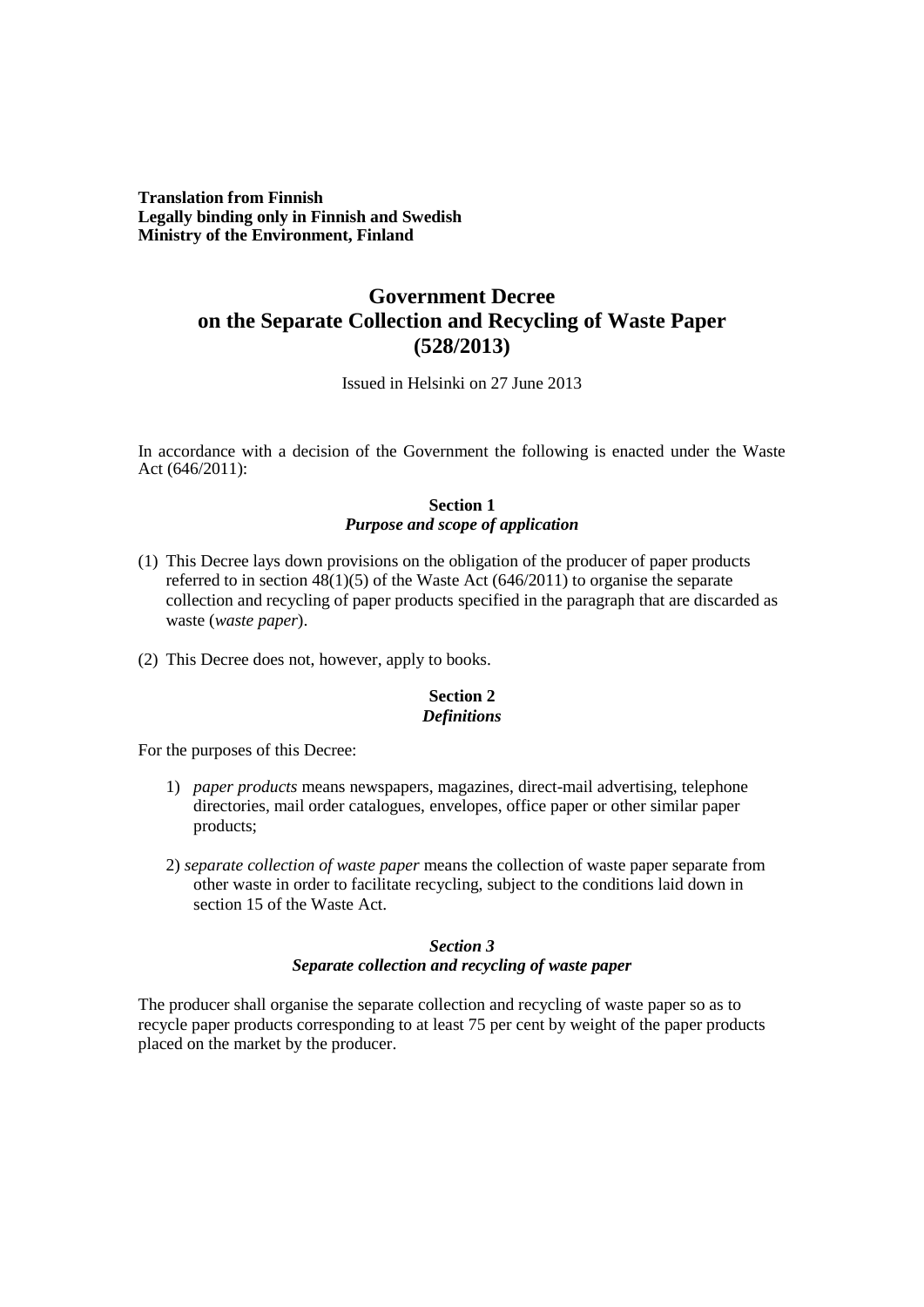**Translation from Finnish**
**Legally binding only in Finnish and Swedish**
**Ministry of the Environment, Finland**

# Government Decree on the Separate Collection and Recycling of Waste Paper (528/2013)

Issued in Helsinki on 27 June 2013

In accordance with a decision of the Government the following is enacted under the Waste Act (646/2011):

### Section 1
### *Purpose and scope of application*

(1) This Decree lays down provisions on the obligation of the producer of paper products referred to in section 48(1)(5) of the Waste Act (646/2011) to organise the separate collection and recycling of paper products specified in the paragraph that are discarded as waste (*waste paper*).

(2) This Decree does not, however, apply to books.

### Section 2
### *Definitions*

For the purposes of this Decree:

1) *paper products* means newspapers, magazines, direct-mail advertising, telephone directories, mail order catalogues, envelopes, office paper or other similar paper products;

2) *separate collection of waste paper* means the collection of waste paper separate from other waste in order to facilitate recycling, subject to the conditions laid down in section 15 of the Waste Act.

### *Section 3*
### *Separate collection and recycling of waste paper*

The producer shall organise the separate collection and recycling of waste paper so as to recycle paper products corresponding to at least 75 per cent by weight of the paper products placed on the market by the producer.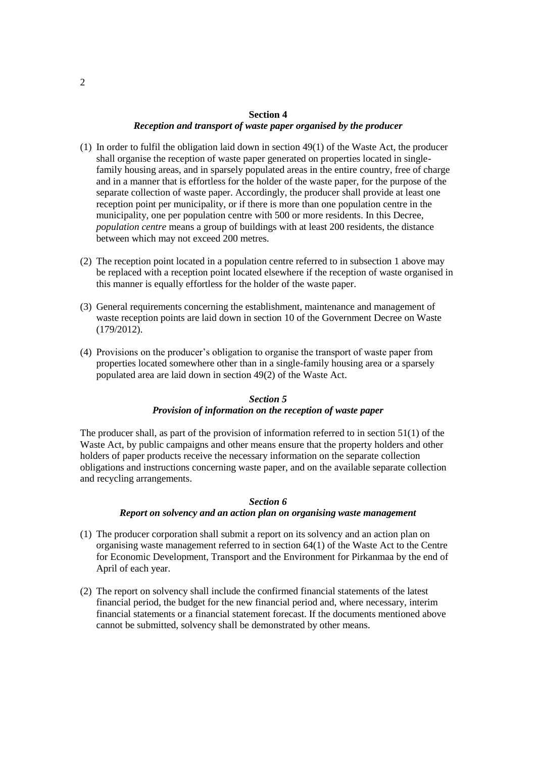## Section 4
### *Reception and transport of waste paper organised by the producer*

(1) In order to fulfil the obligation laid down in section 49(1) of the Waste Act, the producer shall organise the reception of waste paper generated on properties located in single-family housing areas, and in sparsely populated areas in the entire country, free of charge and in a manner that is effortless for the holder of the waste paper, for the purpose of the separate collection of waste paper. Accordingly, the producer shall provide at least one reception point per municipality, or if there is more than one population centre in the municipality, one per population centre with 500 or more residents. In this Decree, *population centre* means a group of buildings with at least 200 residents, the distance between which may not exceed 200 metres.

(2) The reception point located in a population centre referred to in subsection 1 above may be replaced with a reception point located elsewhere if the reception of waste organised in this manner is equally effortless for the holder of the waste paper.

(3) General requirements concerning the establishment, maintenance and management of waste reception points are laid down in section 10 of the Government Decree on Waste (179/2012).

(4) Provisions on the producer's obligation to organise the transport of waste paper from properties located somewhere other than in a single-family housing area or a sparsely populated area are laid down in section 49(2) of the Waste Act.

## *Section 5*
### *Provision of information on the reception of waste paper*

The producer shall, as part of the provision of information referred to in section 51(1) of the Waste Act, by public campaigns and other means ensure that the property holders and other holders of paper products receive the necessary information on the separate collection obligations and instructions concerning waste paper, and on the available separate collection and recycling arrangements.

## *Section 6*
### *Report on solvency and an action plan on organising waste management*

(1) The producer corporation shall submit a report on its solvency and an action plan on organising waste management referred to in section 64(1) of the Waste Act to the Centre for Economic Development, Transport and the Environment for Pirkanmaa by the end of April of each year.

(2) The report on solvency shall include the confirmed financial statements of the latest financial period, the budget for the new financial period and, where necessary, interim financial statements or a financial statement forecast. If the documents mentioned above cannot be submitted, solvency shall be demonstrated by other means.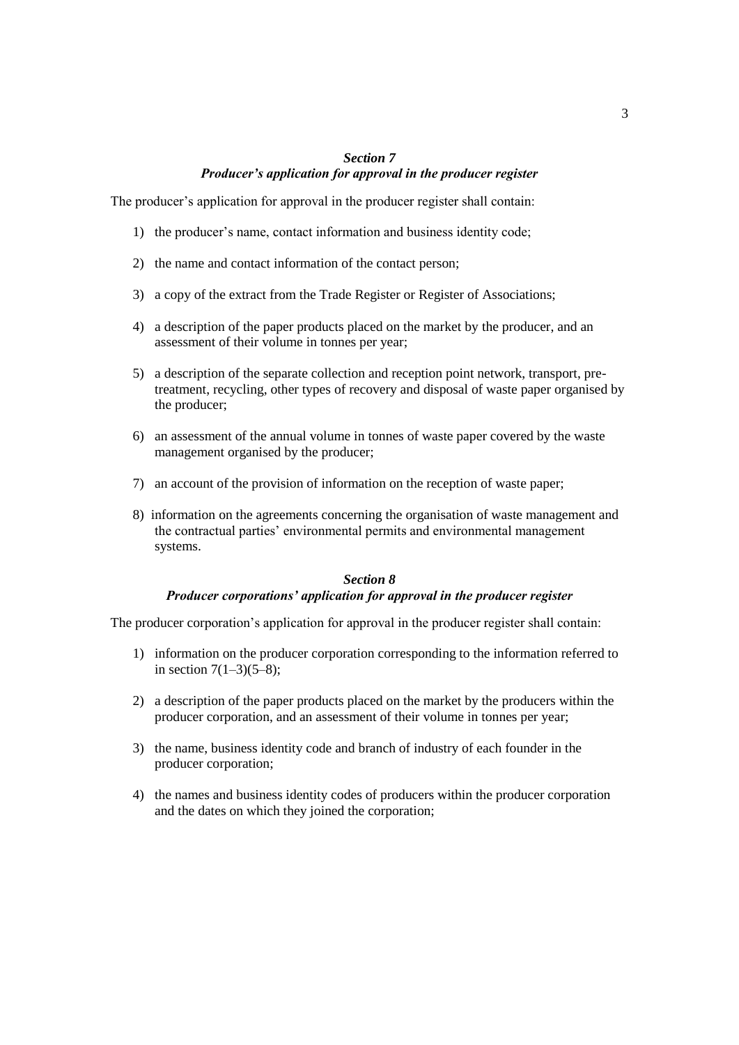### *Section 7*
### *Producer's application for approval in the producer register*

The producer's application for approval in the producer register shall contain:

1) the producer's name, contact information and business identity code;

2) the name and contact information of the contact person;

3) a copy of the extract from the Trade Register or Register of Associations;

4) a description of the paper products placed on the market by the producer, and an assessment of their volume in tonnes per year;

5) a description of the separate collection and reception point network, transport, pre-treatment, recycling, other types of recovery and disposal of waste paper organised by the producer;

6) an assessment of the annual volume in tonnes of waste paper covered by the waste management organised by the producer;

7) an account of the provision of information on the reception of waste paper;

8) information on the agreements concerning the organisation of waste management and the contractual parties' environmental permits and environmental management systems.

### *Section 8*
### *Producer corporations' application for approval in the producer register*

The producer corporation's application for approval in the producer register shall contain:

1) information on the producer corporation corresponding to the information referred to in section 7(1–3)(5–8);

2) a description of the paper products placed on the market by the producers within the producer corporation, and an assessment of their volume in tonnes per year;

3) the name, business identity code and branch of industry of each founder in the producer corporation;

4) the names and business identity codes of producers within the producer corporation and the dates on which they joined the corporation;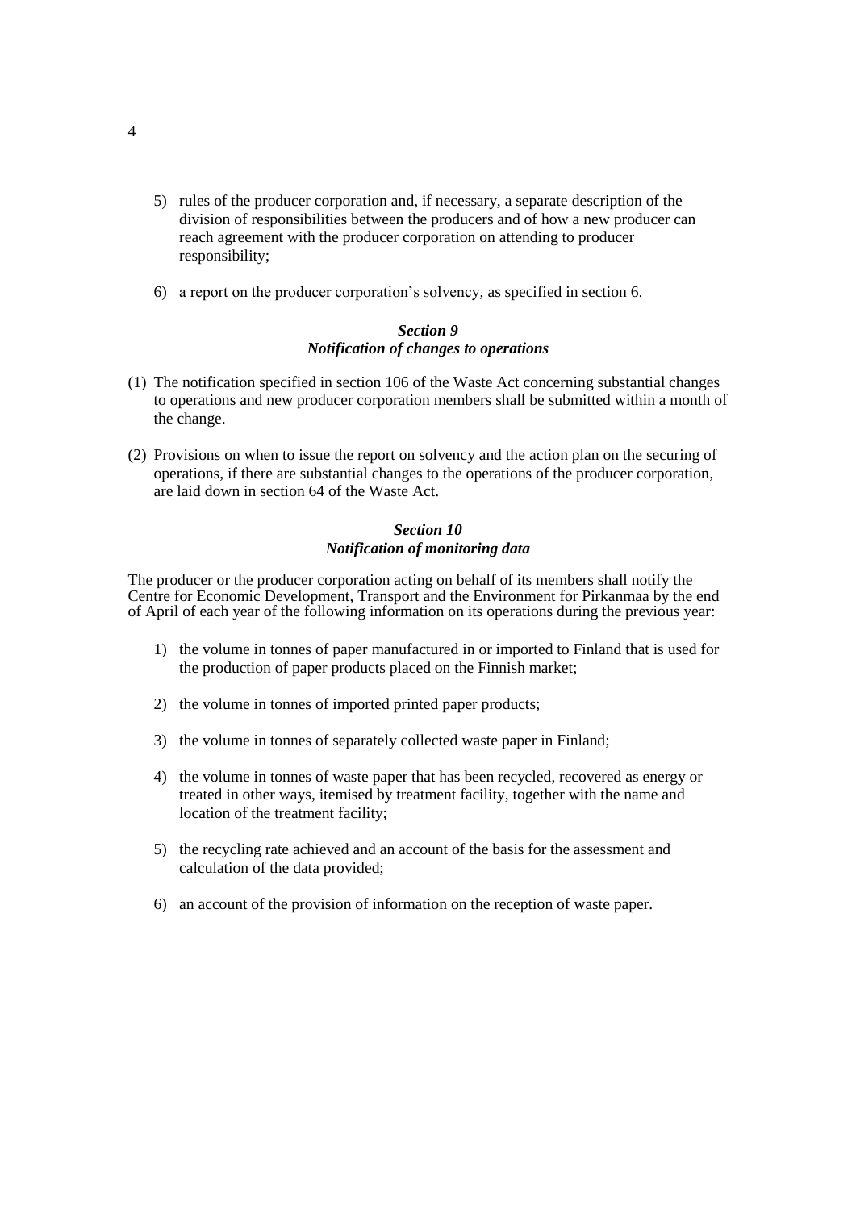5) rules of the producer corporation and, if necessary, a separate description of the division of responsibilities between the producers and of how a new producer can reach agreement with the producer corporation on attending to producer responsibility;

6) a report on the producer corporation's solvency, as specified in section 6.

### *Section 9*
### *Notification of changes to operations*

(1) The notification specified in section 106 of the Waste Act concerning substantial changes to operations and new producer corporation members shall be submitted within a month of the change.

(2) Provisions on when to issue the report on solvency and the action plan on the securing of operations, if there are substantial changes to the operations of the producer corporation, are laid down in section 64 of the Waste Act.

### *Section 10*
### *Notification of monitoring data*

The producer or the producer corporation acting on behalf of its members shall notify the Centre for Economic Development, Transport and the Environment for Pirkanmaa by the end of April of each year of the following information on its operations during the previous year:

1) the volume in tonnes of paper manufactured in or imported to Finland that is used for the production of paper products placed on the Finnish market;

2) the volume in tonnes of imported printed paper products;

3) the volume in tonnes of separately collected waste paper in Finland;

4) the volume in tonnes of waste paper that has been recycled, recovered as energy or treated in other ways, itemised by treatment facility, together with the name and location of the treatment facility;

5) the recycling rate achieved and an account of the basis for the assessment and calculation of the data provided;

6) an account of the provision of information on the reception of waste paper.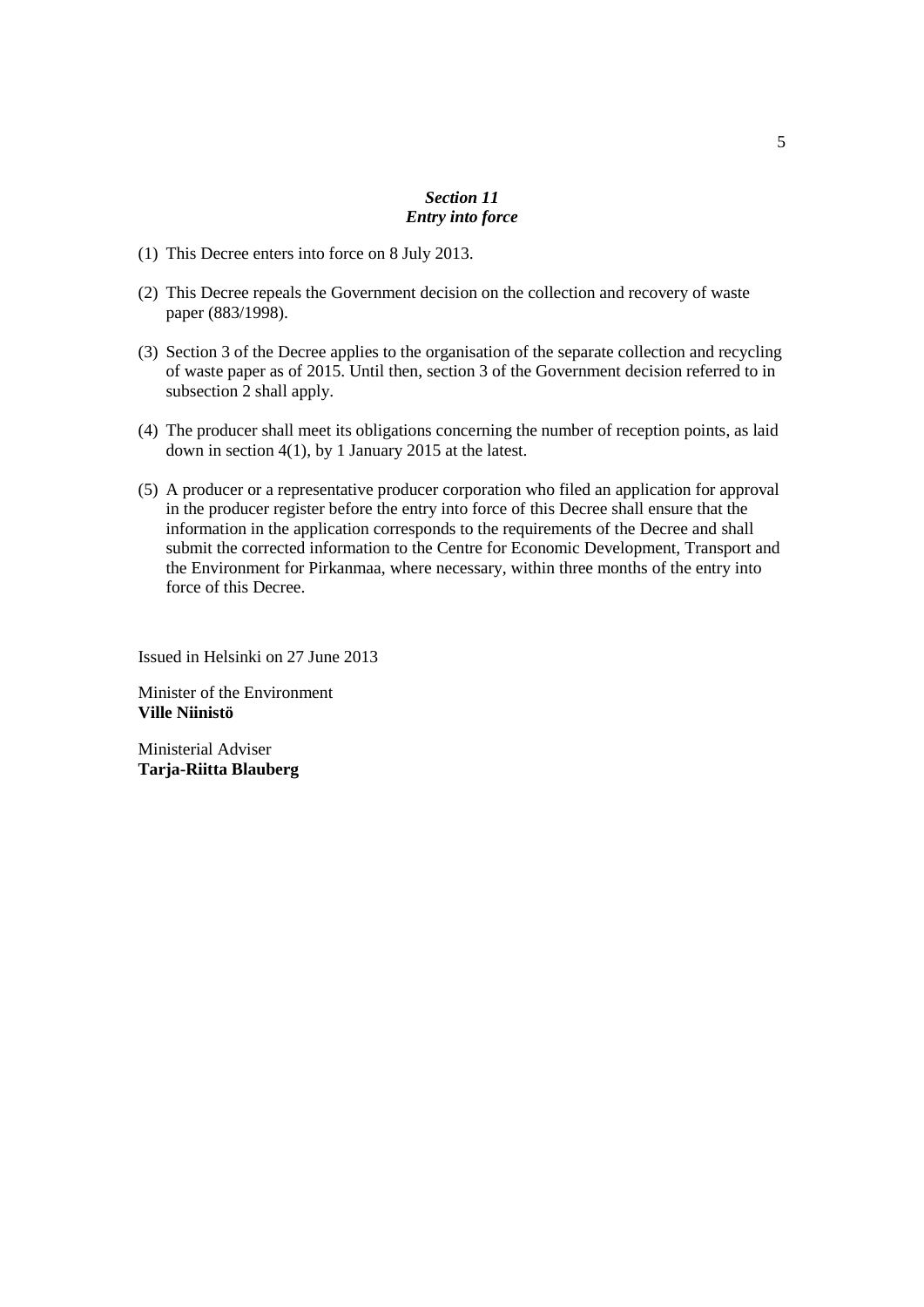***Section 11***
***Entry into force***

(1) This Decree enters into force on 8 July 2013.

(2) This Decree repeals the Government decision on the collection and recovery of waste paper (883/1998).

(3) Section 3 of the Decree applies to the organisation of the separate collection and recycling of waste paper as of 2015. Until then, section 3 of the Government decision referred to in subsection 2 shall apply.

(4) The producer shall meet its obligations concerning the number of reception points, as laid down in section 4(1), by 1 January 2015 at the latest.

(5) A producer or a representative producer corporation who filed an application for approval in the producer register before the entry into force of this Decree shall ensure that the information in the application corresponds to the requirements of the Decree and shall submit the corrected information to the Centre for Economic Development, Transport and the Environment for Pirkanmaa, where necessary, within three months of the entry into force of this Decree.

Issued in Helsinki on 27 June 2013

Minister of the Environment
**Ville Niinistö**

Ministerial Adviser
**Tarja-Riitta Blauberg**